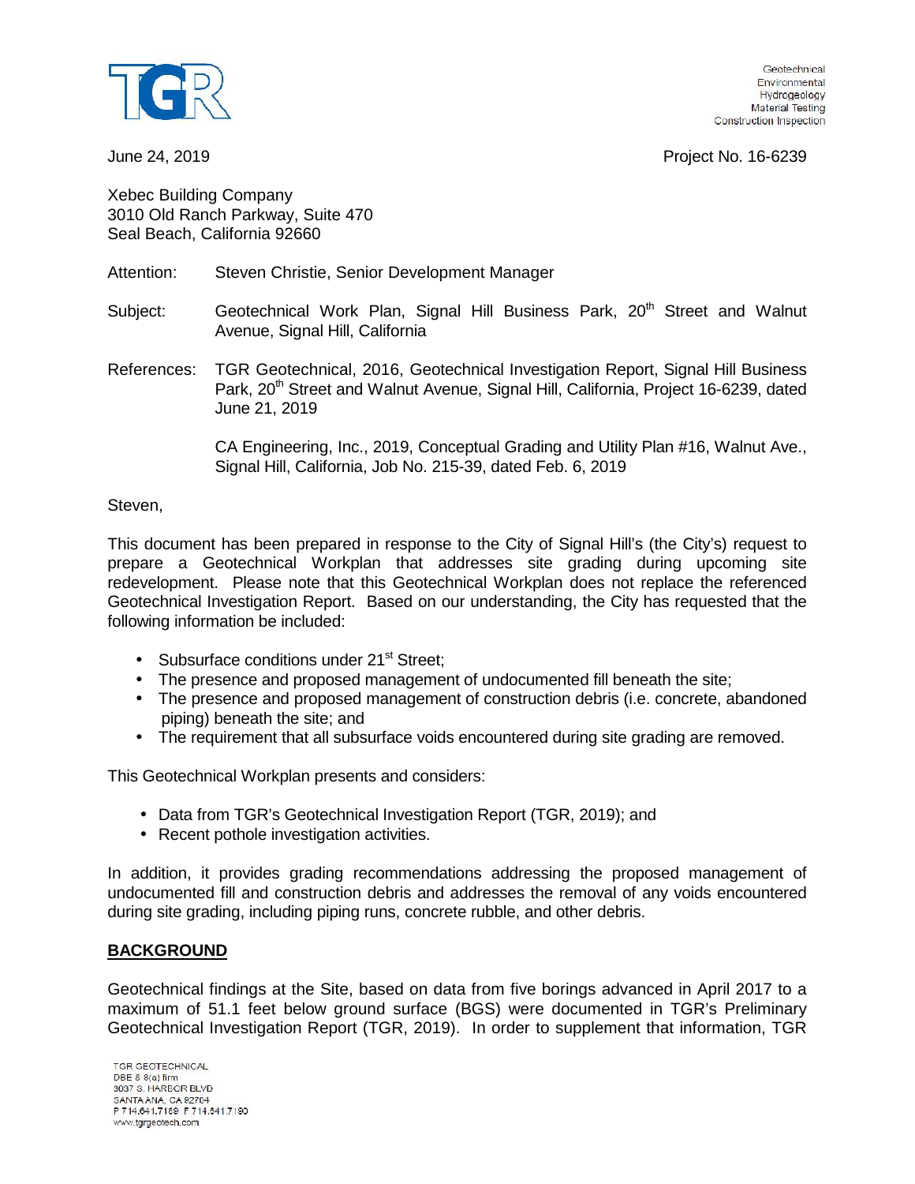TGR

Geotechnical
Environmental
Hydrogeology
Material Testing
Construction Inspection

June 24, 2019

Project No. 16-6239

Xebec Building Company
3010 Old Ranch Parkway, Suite 470
Seal Beach, California 92660

Attention: Steven Christie, Senior Development Manager

Subject: Geotechnical Work Plan, Signal Hill Business Park, 20th Street and Walnut Avenue, Signal Hill, California

References: TGR Geotechnical, 2016, Geotechnical Investigation Report, Signal Hill Business Park, 20th Street and Walnut Avenue, Signal Hill, California, Project 16-6239, dated June 21, 2019

CA Engineering, Inc., 2019, Conceptual Grading and Utility Plan #16, Walnut Ave., Signal Hill, California, Job No. 215-39, dated Feb. 6, 2019

Steven,

This document has been prepared in response to the City of Signal Hill's (the City's) request to prepare a Geotechnical Workplan that addresses site grading during upcoming site redevelopment. Please note that this Geotechnical Workplan does not replace the referenced Geotechnical Investigation Report. Based on our understanding, the City has requested that the following information be included:

- Subsurface conditions under 21st Street;
- The presence and proposed management of undocumented fill beneath the site;
- The presence and proposed management of construction debris (i.e. concrete, abandoned piping) beneath the site; and
- The requirement that all subsurface voids encountered during site grading are removed.

This Geotechnical Workplan presents and considers:

- Data from TGR's Geotechnical Investigation Report (TGR, 2019); and
- Recent pothole investigation activities.

In addition, it provides grading recommendations addressing the proposed management of undocumented fill and construction debris and addresses the removal of any voids encountered during site grading, including piping runs, concrete rubble, and other debris.

## BACKGROUND

Geotechnical findings at the Site, based on data from five borings advanced in April 2017 to a maximum of 51.1 feet below ground surface (BGS) were documented in TGR's Preliminary Geotechnical Investigation Report (TGR, 2019). In order to supplement that information, TGR

TGR GEOTECHNICAL
DBE & 8(a) firm
3037 S. HARBOR BLVD
SANTA ANA, CA 92704
P 714.641.7189 F 714.641.7190
www.tgrgeotech.com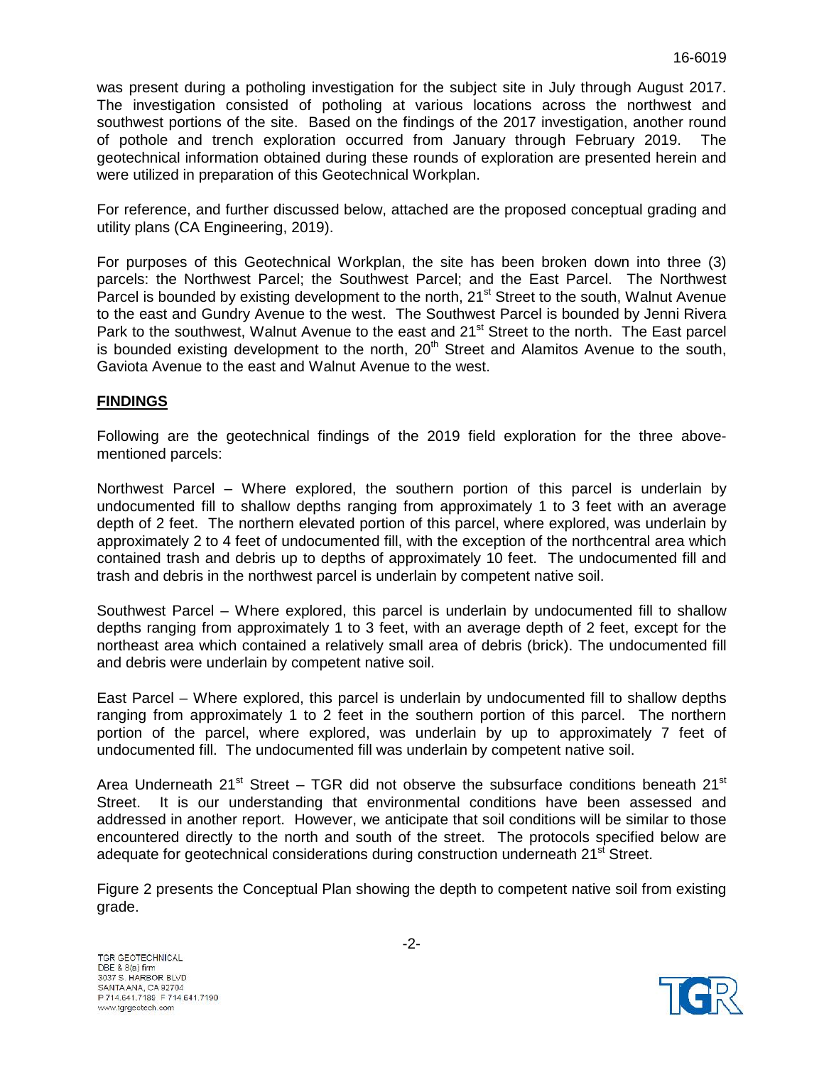was present during a potholing investigation for the subject site in July through August 2017. The investigation consisted of potholing at various locations across the northwest and southwest portions of the site. Based on the findings of the 2017 investigation, another round of pothole and trench exploration occurred from January through February 2019. The geotechnical information obtained during these rounds of exploration are presented herein and were utilized in preparation of this Geotechnical Workplan.

For reference, and further discussed below, attached are the proposed conceptual grading and utility plans (CA Engineering, 2019).

For purposes of this Geotechnical Workplan, the site has been broken down into three (3) parcels: the Northwest Parcel; the Southwest Parcel; and the East Parcel. The Northwest Parcel is bounded by existing development to the north, 21st Street to the south, Walnut Avenue to the east and Gundry Avenue to the west. The Southwest Parcel is bounded by Jenni Rivera Park to the southwest, Walnut Avenue to the east and 21st Street to the north. The East parcel is bounded existing development to the north, 20th Street and Alamitos Avenue to the south, Gaviota Avenue to the east and Walnut Avenue to the west.

## FINDINGS

Following are the geotechnical findings of the 2019 field exploration for the three above-mentioned parcels:

Northwest Parcel – Where explored, the southern portion of this parcel is underlain by undocumented fill to shallow depths ranging from approximately 1 to 3 feet with an average depth of 2 feet. The northern elevated portion of this parcel, where explored, was underlain by approximately 2 to 4 feet of undocumented fill, with the exception of the northcentral area which contained trash and debris up to depths of approximately 10 feet. The undocumented fill and trash and debris in the northwest parcel is underlain by competent native soil.

Southwest Parcel – Where explored, this parcel is underlain by undocumented fill to shallow depths ranging from approximately 1 to 3 feet, with an average depth of 2 feet, except for the northeast area which contained a relatively small area of debris (brick). The undocumented fill and debris were underlain by competent native soil.

East Parcel – Where explored, this parcel is underlain by undocumented fill to shallow depths ranging from approximately 1 to 2 feet in the southern portion of this parcel. The northern portion of the parcel, where explored, was underlain by up to approximately 7 feet of undocumented fill. The undocumented fill was underlain by competent native soil.

Area Underneath 21st Street – TGR did not observe the subsurface conditions beneath 21st Street. It is our understanding that environmental conditions have been assessed and addressed in another report. However, we anticipate that soil conditions will be similar to those encountered directly to the north and south of the street. The protocols specified below are adequate for geotechnical considerations during construction underneath 21st Street.

Figure 2 presents the Conceptual Plan showing the depth to competent native soil from existing grade.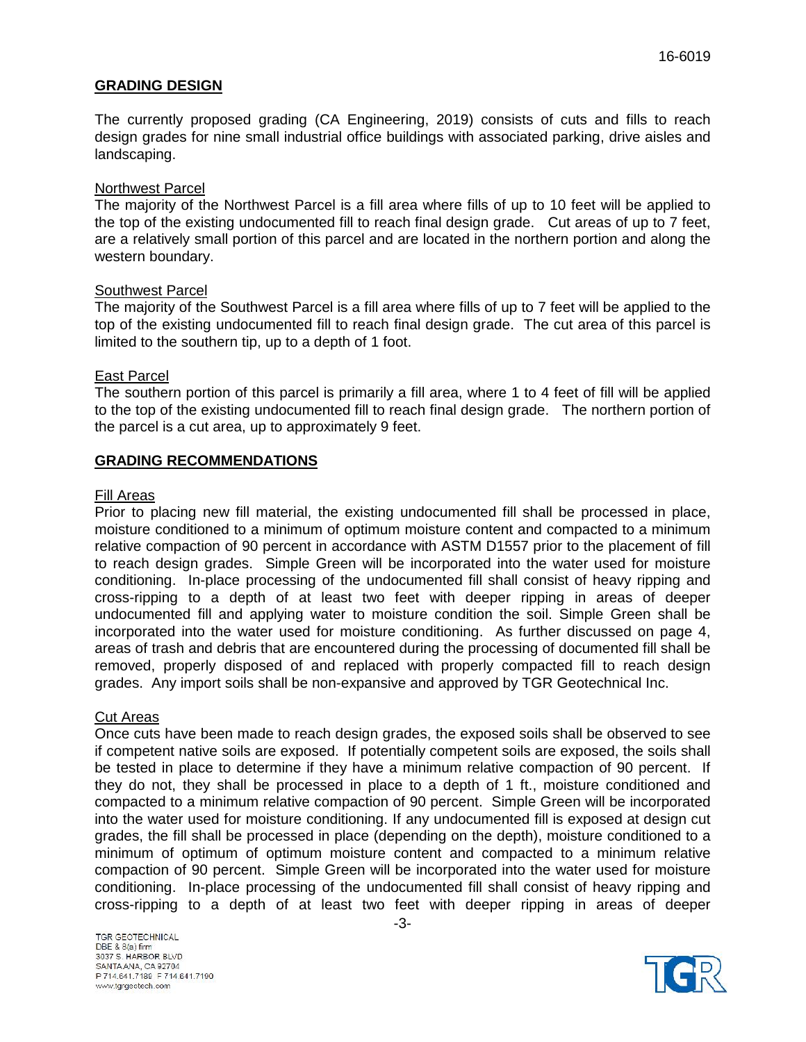## GRADING DESIGN

The currently proposed grading (CA Engineering, 2019) consists of cuts and fills to reach design grades for nine small industrial office buildings with associated parking, drive aisles and landscaping.

Northwest Parcel

The majority of the Northwest Parcel is a fill area where fills of up to 10 feet will be applied to the top of the existing undocumented fill to reach final design grade. Cut areas of up to 7 feet, are a relatively small portion of this parcel and are located in the northern portion and along the western boundary.

Southwest Parcel

The majority of the Southwest Parcel is a fill area where fills of up to 7 feet will be applied to the top of the existing undocumented fill to reach final design grade. The cut area of this parcel is limited to the southern tip, up to a depth of 1 foot.

East Parcel

The southern portion of this parcel is primarily a fill area, where 1 to 4 feet of fill will be applied to the top of the existing undocumented fill to reach final design grade. The northern portion of the parcel is a cut area, up to approximately 9 feet.

## GRADING RECOMMENDATIONS

Fill Areas

Prior to placing new fill material, the existing undocumented fill shall be processed in place, moisture conditioned to a minimum of optimum moisture content and compacted to a minimum relative compaction of 90 percent in accordance with ASTM D1557 prior to the placement of fill to reach design grades. Simple Green will be incorporated into the water used for moisture conditioning. In-place processing of the undocumented fill shall consist of heavy ripping and cross-ripping to a depth of at least two feet with deeper ripping in areas of deeper undocumented fill and applying water to moisture condition the soil. Simple Green shall be incorporated into the water used for moisture conditioning. As further discussed on page 4, areas of trash and debris that are encountered during the processing of documented fill shall be removed, properly disposed of and replaced with properly compacted fill to reach design grades. Any import soils shall be non-expansive and approved by TGR Geotechnical Inc.

Cut Areas

Once cuts have been made to reach design grades, the exposed soils shall be observed to see if competent native soils are exposed. If potentially competent soils are exposed, the soils shall be tested in place to determine if they have a minimum relative compaction of 90 percent. If they do not, they shall be processed in place to a depth of 1 ft., moisture conditioned and compacted to a minimum relative compaction of 90 percent. Simple Green will be incorporated into the water used for moisture conditioning. If any undocumented fill is exposed at design cut grades, the fill shall be processed in place (depending on the depth), moisture conditioned to a minimum of optimum of optimum moisture content and compacted to a minimum relative compaction of 90 percent. Simple Green will be incorporated into the water used for moisture conditioning. In-place processing of the undocumented fill shall consist of heavy ripping and cross-ripping to a depth of at least two feet with deeper ripping in areas of deeper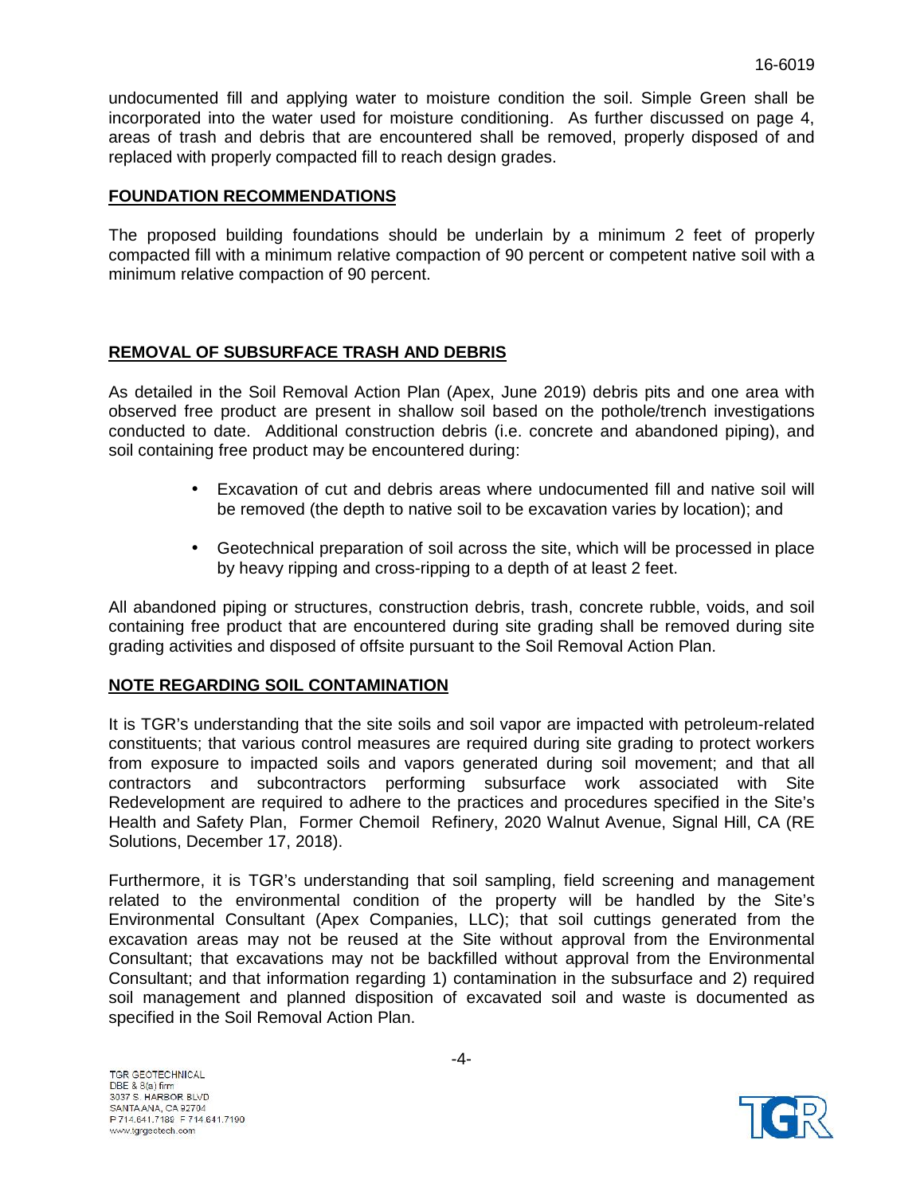undocumented fill and applying water to moisture condition the soil. Simple Green shall be incorporated into the water used for moisture conditioning. As further discussed on page 4, areas of trash and debris that are encountered shall be removed, properly disposed of and replaced with properly compacted fill to reach design grades.

## FOUNDATION RECOMMENDATIONS

The proposed building foundations should be underlain by a minimum 2 feet of properly compacted fill with a minimum relative compaction of 90 percent or competent native soil with a minimum relative compaction of 90 percent.

## REMOVAL OF SUBSURFACE TRASH AND DEBRIS

As detailed in the Soil Removal Action Plan (Apex, June 2019) debris pits and one area with observed free product are present in shallow soil based on the pothole/trench investigations conducted to date. Additional construction debris (i.e. concrete and abandoned piping), and soil containing free product may be encountered during:

- Excavation of cut and debris areas where undocumented fill and native soil will be removed (the depth to native soil to be excavation varies by location); and
- Geotechnical preparation of soil across the site, which will be processed in place by heavy ripping and cross-ripping to a depth of at least 2 feet.

All abandoned piping or structures, construction debris, trash, concrete rubble, voids, and soil containing free product that are encountered during site grading shall be removed during site grading activities and disposed of offsite pursuant to the Soil Removal Action Plan.

## NOTE REGARDING SOIL CONTAMINATION

It is TGR's understanding that the site soils and soil vapor are impacted with petroleum-related constituents; that various control measures are required during site grading to protect workers from exposure to impacted soils and vapors generated during soil movement; and that all contractors and subcontractors performing subsurface work associated with Site Redevelopment are required to adhere to the practices and procedures specified in the Site's Health and Safety Plan, Former Chemoil Refinery, 2020 Walnut Avenue, Signal Hill, CA (RE Solutions, December 17, 2018).

Furthermore, it is TGR's understanding that soil sampling, field screening and management related to the environmental condition of the property will be handled by the Site's Environmental Consultant (Apex Companies, LLC); that soil cuttings generated from the excavation areas may not be reused at the Site without approval from the Environmental Consultant; that excavations may not be backfilled without approval from the Environmental Consultant; and that information regarding 1) contamination in the subsurface and 2) required soil management and planned disposition of excavated soil and waste is documented as specified in the Soil Removal Action Plan.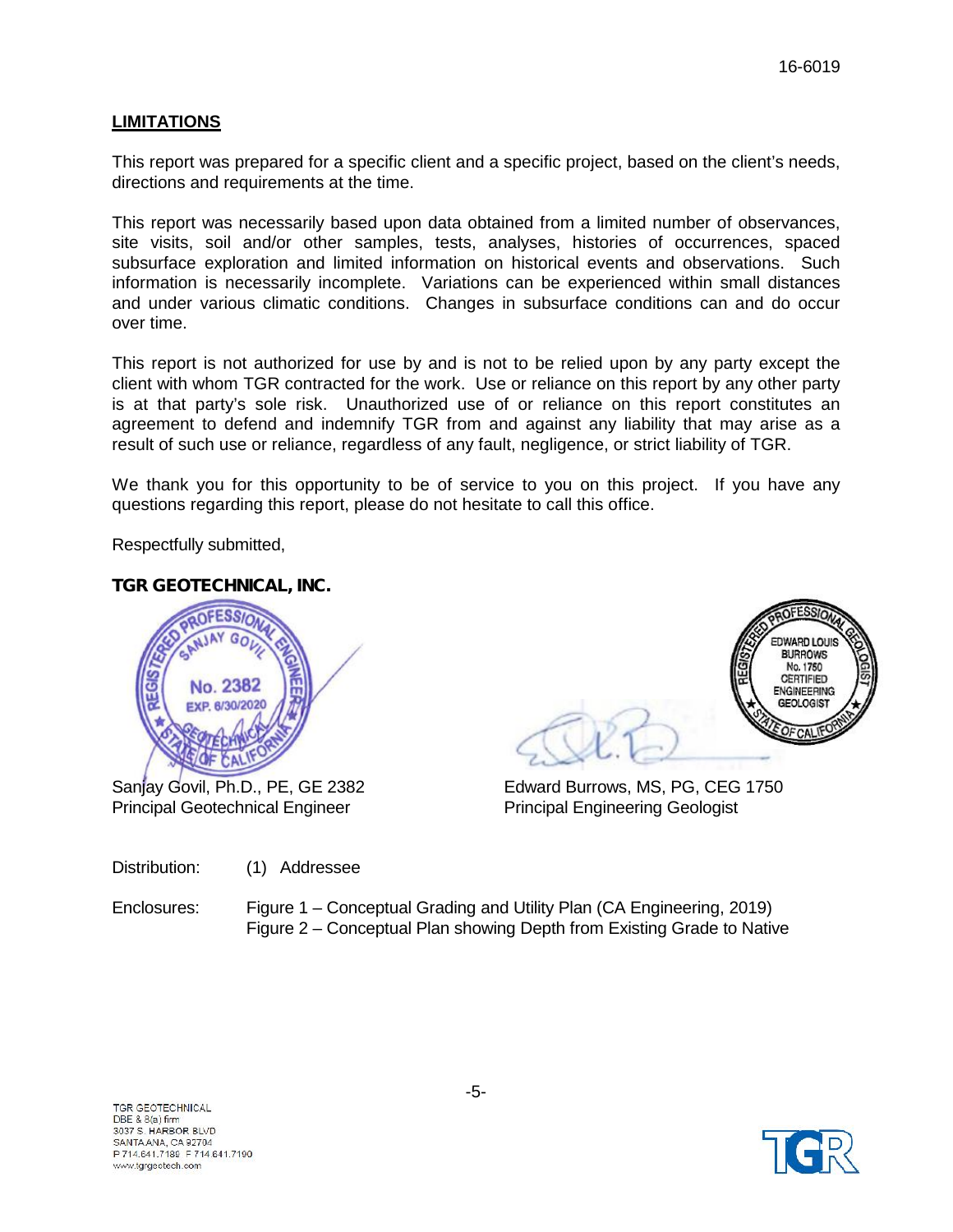## LIMITATIONS

This report was prepared for a specific client and a specific project, based on the client's needs, directions and requirements at the time.

This report was necessarily based upon data obtained from a limited number of observances, site visits, soil and/or other samples, tests, analyses, histories of occurrences, spaced subsurface exploration and limited information on historical events and observations. Such information is necessarily incomplete. Variations can be experienced within small distances and under various climatic conditions. Changes in subsurface conditions can and do occur over time.

This report is not authorized for use by and is not to be relied upon by any party except the client with whom TGR contracted for the work. Use or reliance on this report by any other party is at that party's sole risk. Unauthorized use of or reliance on this report constitutes an agreement to defend and indemnify TGR from and against any liability that may arise as a result of such use or reliance, regardless of any fault, negligence, or strict liability of TGR.

We thank you for this opportunity to be of service to you on this project. If you have any questions regarding this report, please do not hesitate to call this office.

Respectfully submitted,

**TGR GEOTECHNICAL, INC.**

REGISTERED PROFESSIONAL ENGINEER
SANJAY GOVIL
No. 2382
EXP. 6/30/2020
GEOTECHNICAL
STATE OF CALIFORNIA

REGISTERED PROFESSIONAL GEOLOGIST
EDWARD LOUIS BURROWS
No. 1750
CERTIFIED ENGINEERING GEOLOGIST
STATE OF CALIFORNIA

Sanjay Govil, Ph.D., PE, GE 2382
Principal Geotechnical Engineer

Edward Burrows, MS, PG, CEG 1750
Principal Engineering Geologist

Distribution: (1) Addressee

Enclosures: Figure 1 – Conceptual Grading and Utility Plan (CA Engineering, 2019)
Figure 2 – Conceptual Plan showing Depth from Existing Grade to Native

TGR GEOTECHNICAL
DBE & 8(a) firm
3037 S. HARBOR BLVD
SANTA ANA, CA 92704
P 714.641.7189 F 714.641.7190
www.tgrgeotech.com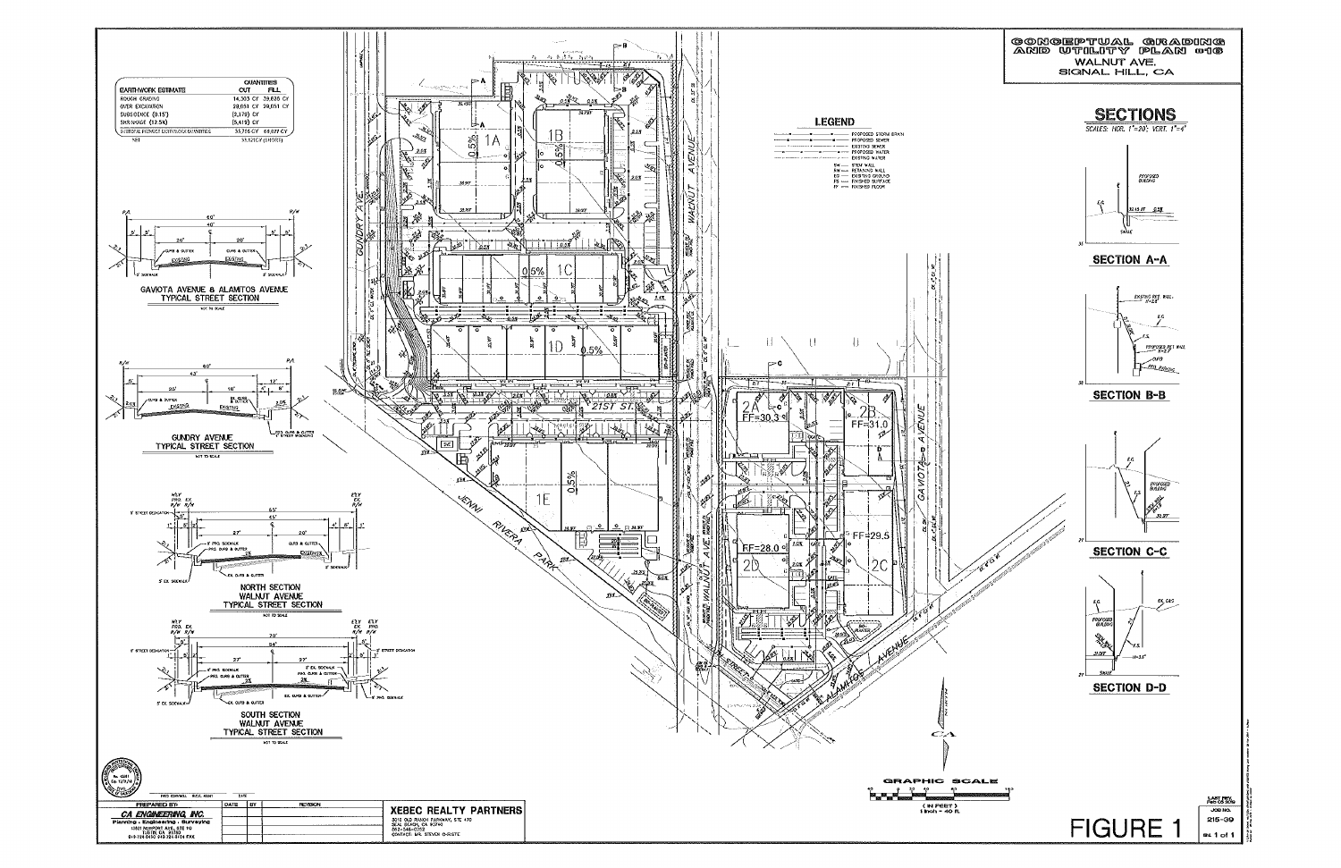# CONCEPTUAL GRADING AND UTILITY PLAN #16

WALNUT AVE.
SIGNAL HILL, CA

| EARTHWORK ESTIMATE | QUANTITIES CUT | FILL |
|---|---|---|
| ROUGH GRADING | 14,303 CY | 39,626 CY |
| OVER EXCAVATION | 29,051 CY | 29,051 CY |
| SUBSIDENCE (0.15') | (2,170) CY | |
| SHRINKAGE (12.5%) | (5,419) CY | |
| ESTIMATED PROJECT EARTHWORK QUANTITIES | 35,765 CY | 68,677 CY |
| NET | 33,121 CY (SHORT) | |

## LEGEND

- PROPOSED STORM DRAIN
- PROPOSED SEWER
- EXISTING SEWER
- PROPOSED WATER
- EXISTING WATER

- SW — STEM WALL
- RW — RETAINING WALL
- EG — EXISTING GROUND
- FS — FINISHED SURFACE
- FF — FINISHED FLOOR

GAVIOTA AVENUE & ALAMITOS AVENUE TYPICAL STREET SECTION

GUNDRY AVENUE TYPICAL STREET SECTION

NORTH SECTION WALNUT AVENUE TYPICAL STREET SECTION

SOUTH SECTION WALNUT AVENUE TYPICAL STREET SECTION

## SECTIONS

SCALES: HOR. 1"=20'; VERT. 1"=4'

SECTION A-A

SECTION B-B

SECTION C-C

SECTION D-D

1A 1B 1C 1D 1E

2A FF=30.3
2B FF=31.0
2D FF=28.0
2C FF=29.5

GUNDRY AVE.
WALNUT AVENUE
21ST ST.
JENNI RIVERA PARK
GAVIOTA AVENUE
ALAMITOS AVENUE

GRAPHIC SCALE (IN FEET) 1 inch = 40 ft.

PREPARED BY:
CA ENGINEERING, INC.
Planning - Engineering - Surveying

XEBEC REALTY PARTNERS
3010 OLD RANCH PARKWAY, STE 470
SEAL BEACH, CA 90740
CONTACT: MR. STEVEN CHRISTE

JOB NO. 215-39

FIGURE 1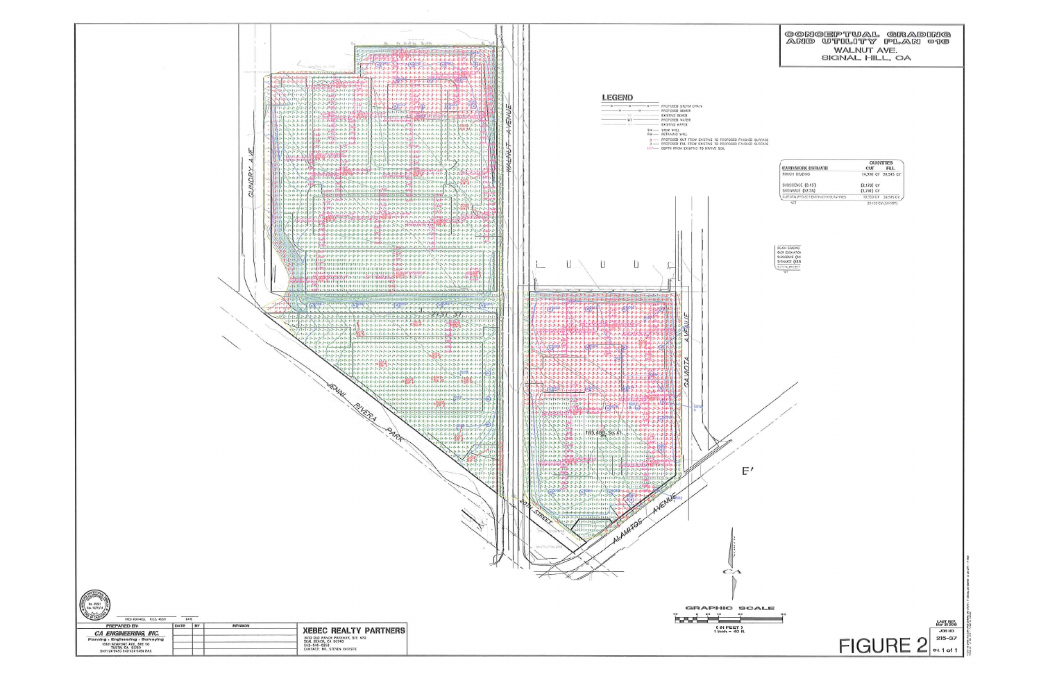# CONCEPTUAL GRADING AND UTILITY PLAN #16

WALNUT AVE.
SIGNAL HILL, CA

**LEGEND**

- PROPOSED STORM DRAIN
- PROPOSED SEWER
- EXISTING SEWER
- PROPOSED WATER
- EXISTING WATER
- STEM WALL
- RETAINING WALL
- PROPOSED CUT FROM EXISTING TO PROPOSED FINISHED SURFACE
- PROPOSED FILL FROM EXISTING TO PROPOSED FINISHED SURFACE
- DEPTH FROM EXISTING TO NATIVE SOIL

| EARTHWORK ESTIMATE | QUANTITIES CUT | FILL |
|---|---|---|
| ROUGH GRADING | 14,330 CY | 39,545 CY |
| SUBSIDENCE (0.15') | (2,179) CY | |
| SHRINKAGE (12.5%) | (1,791) CY | |
| SUBTOTAL PROJECT EARTHWORK QUANTITIES | 10,360 CY | 39,545 CY |
| NET | 29,185 CY (SHORT) | |

GUNDRY AVE.

WALNUT AVENUE

21ST ST.

JENNI RIVERA PARK

20TH STREET

ALAMITOS AVENUE

GAVIOTA AVENUE

155,460 SQ.FT.

GRAPHIC SCALE

( IN FEET )
1 inch = 40 ft.

PREPARED BY:

CA ENGINEERING, INC.
Planning • Engineering • Surveying
Tustin, CA

| DATE | BY | REVISION |
|---|---|---|
| | | |

XEBEC REALTY PARTNERS
3010 OLD RANCH PARKWAY, STE 470
SEAL BEACH, CA 90740
CONTACT: MR. STEVEN CHRISTIE

LAST REV.
May 2018

JOB NO.
215-37

SH. 1 of 1

FIGURE 2